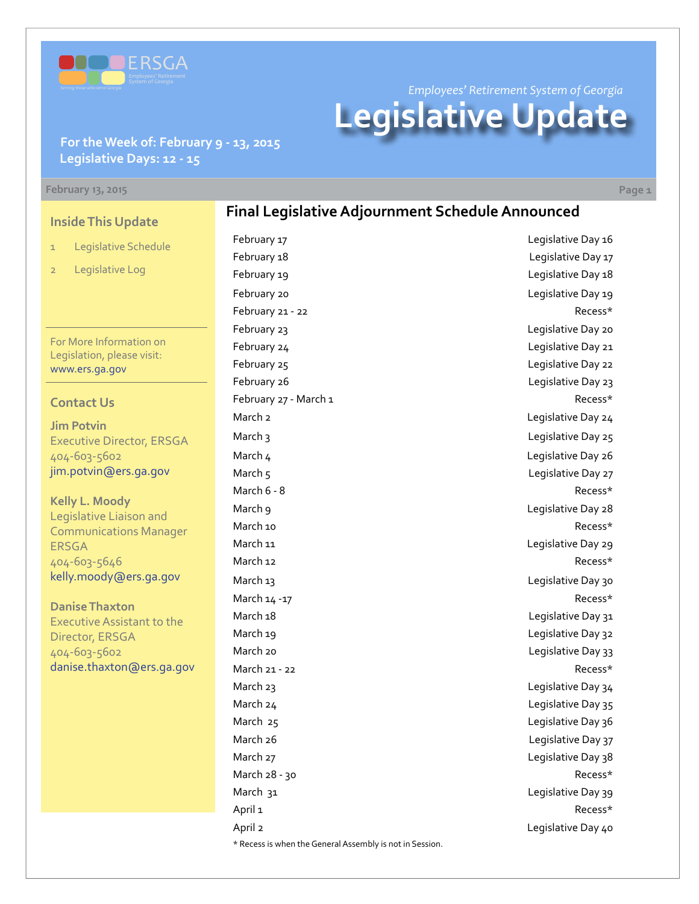ERSGA

Employees' Retirement System of Georgia

*Serving those who serve Georgia*

*Employees' Retirement System of Georgia*

# Legislative Update

**For the Week of: February 9 - 13, 2015**
**Legislative Days: 12 - 15**

**February 13, 2015**

### Inside This Update

1. Legislative Schedule
2. Legislative Log

For More Information on Legislation, please visit: www.ers.ga.gov

### Contact Us

**Jim Potvin**
Executive Director, ERSGA
404-603-5602
jim.potvin@ers.ga.gov

**Kelly L. Moody**
Legislative Liaison and Communications Manager ERSGA
404-603-5646
kelly.moody@ers.ga.gov

**Danise Thaxton**
Executive Assistant to the Director, ERSGA
404-603-5602
danise.thaxton@ers.ga.gov

## Final Legislative Adjournment Schedule Announced

| Date | Day |
|---|---|
| February 17 | Legislative Day 16 |
| February 18 | Legislative Day 17 |
| February 19 | Legislative Day 18 |
| February 20 | Legislative Day 19 |
| February 21 - 22 | Recess* |
| February 23 | Legislative Day 20 |
| February 24 | Legislative Day 21 |
| February 25 | Legislative Day 22 |
| February 26 | Legislative Day 23 |
| February 27 - March 1 | Recess* |
| March 2 | Legislative Day 24 |
| March 3 | Legislative Day 25 |
| March 4 | Legislative Day 26 |
| March 5 | Legislative Day 27 |
| March 6 - 8 | Recess* |
| March 9 | Legislative Day 28 |
| March 10 | Recess* |
| March 11 | Legislative Day 29 |
| March 12 | Recess* |
| March 13 | Legislative Day 30 |
| March 14 -17 | Recess* |
| March 18 | Legislative Day 31 |
| March 19 | Legislative Day 32 |
| March 20 | Legislative Day 33 |
| March 21 - 22 | Recess* |
| March 23 | Legislative Day 34 |
| March 24 | Legislative Day 35 |
| March 25 | Legislative Day 36 |
| March 26 | Legislative Day 37 |
| March 27 | Legislative Day 38 |
| March 28 - 30 | Recess* |
| March 31 | Legislative Day 39 |
| April 1 | Recess* |
| April 2 | Legislative Day 40 |

* Recess is when the General Assembly is not in Session.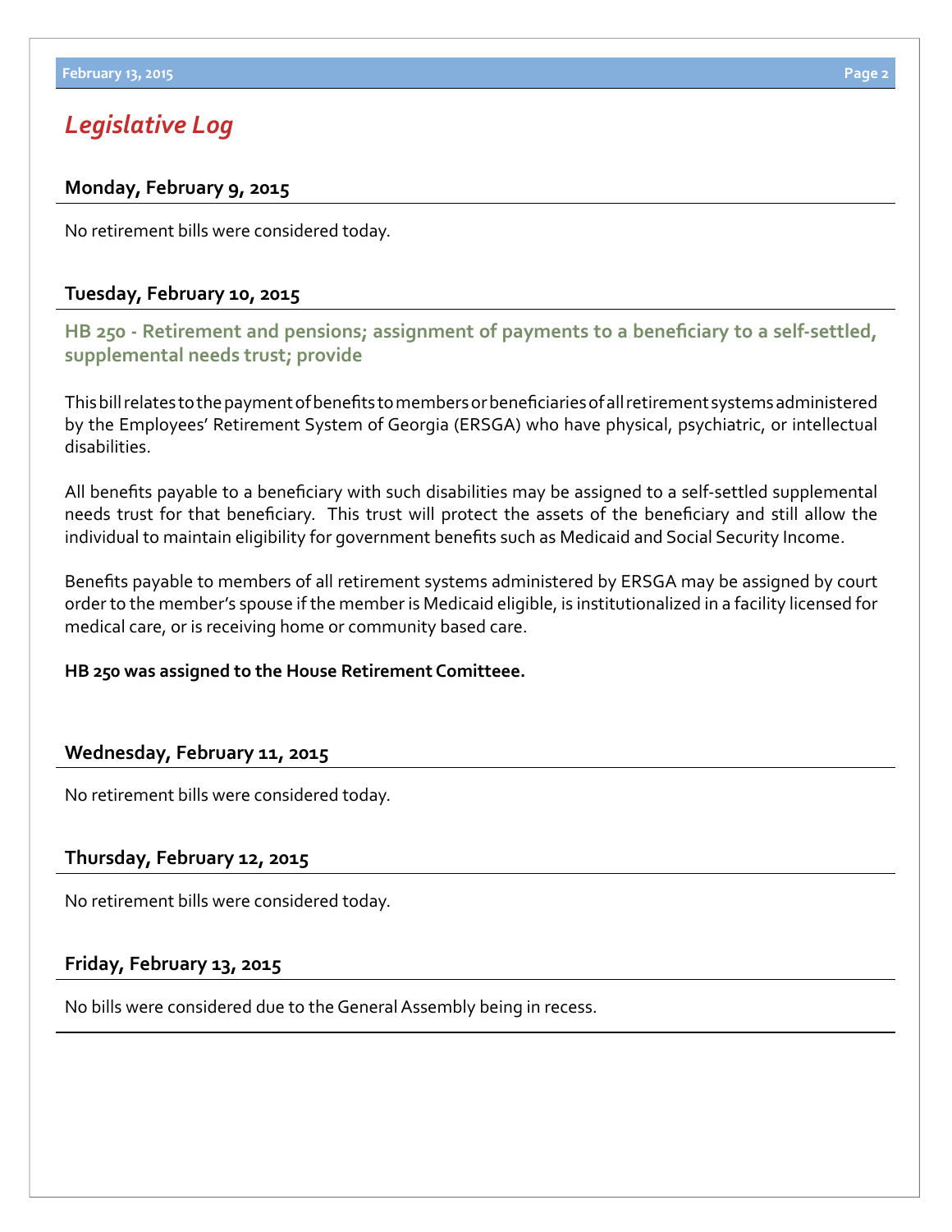## Legislative Log

### Monday, February 9, 2015

No retirement bills were considered today.

### Tuesday, February 10, 2015

#### HB 250 - Retirement and pensions; assignment of payments to a beneficiary to a self-settled, supplemental needs trust; provide

This bill relates to the payment of benefits to members or beneficiaries of all retirement systems administered by the Employees' Retirement System of Georgia (ERSGA) who have physical, psychiatric, or intellectual disabilities.

All benefits payable to a beneficiary with such disabilities may be assigned to a self-settled supplemental needs trust for that beneficiary. This trust will protect the assets of the beneficiary and still allow the individual to maintain eligibility for government benefits such as Medicaid and Social Security Income.

Benefits payable to members of all retirement systems administered by ERSGA may be assigned by court order to the member's spouse if the member is Medicaid eligible, is institutionalized in a facility licensed for medical care, or is receiving home or community based care.

**HB 250 was assigned to the House Retirement Comitteee.**

### Wednesday, February 11, 2015

No retirement bills were considered today.

### Thursday, February 12, 2015

No retirement bills were considered today.

### Friday, February 13, 2015

No bills were considered due to the General Assembly being in recess.